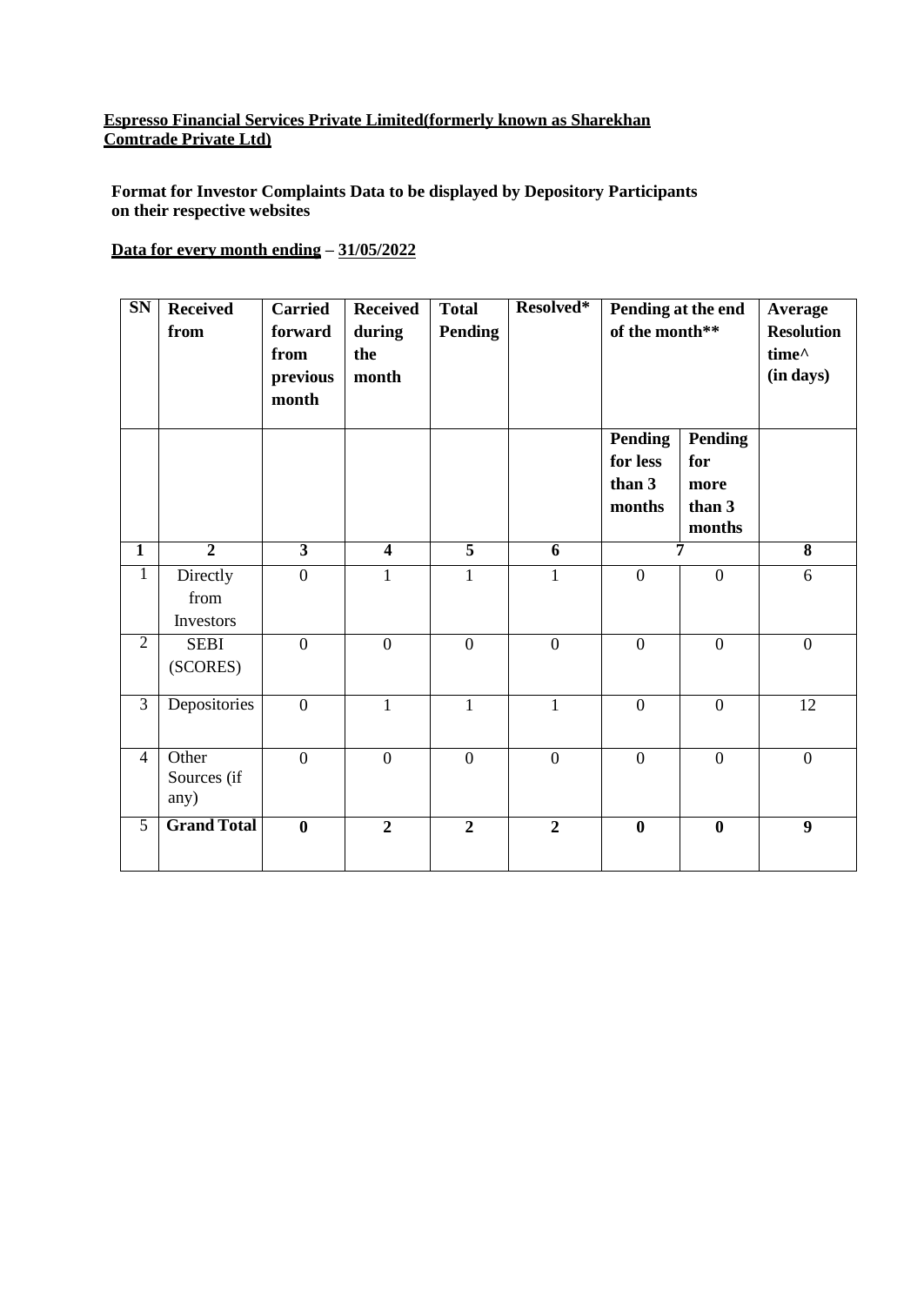**Espresso Financial Services Private Limited(formerly known as Sharekhan Comtrade Private Ltd)**

**Format for Investor Complaints Data to be displayed by Depository Participants on their respective websites**

**Data for every month ending – 31/05/2022**

| SN | Received from | Carried forward from previous month | Received during the month | Total Pending | Resolved* | Pending at the end of the month** | | Average Resolution time^ (in days) |
|---|---|---|---|---|---|---|---|---|
| | | | | | | Pending for less than 3 months | Pending for more than 3 months | |
| 1 | 2 | 3 | 4 | 5 | 6 | 7 | | 8 |
| 1 | Directly from Investors | 0 | 1 | 1 | 1 | 0 | 0 | 6 |
| 2 | SEBI (SCORES) | 0 | 0 | 0 | 0 | 0 | 0 | 0 |
| 3 | Depositories | 0 | 1 | 1 | 1 | 0 | 0 | 12 |
| 4 | Other Sources (if any) | 0 | 0 | 0 | 0 | 0 | 0 | 0 |
| 5 | **Grand Total** | **0** | **2** | **2** | **2** | **0** | **0** | **9** |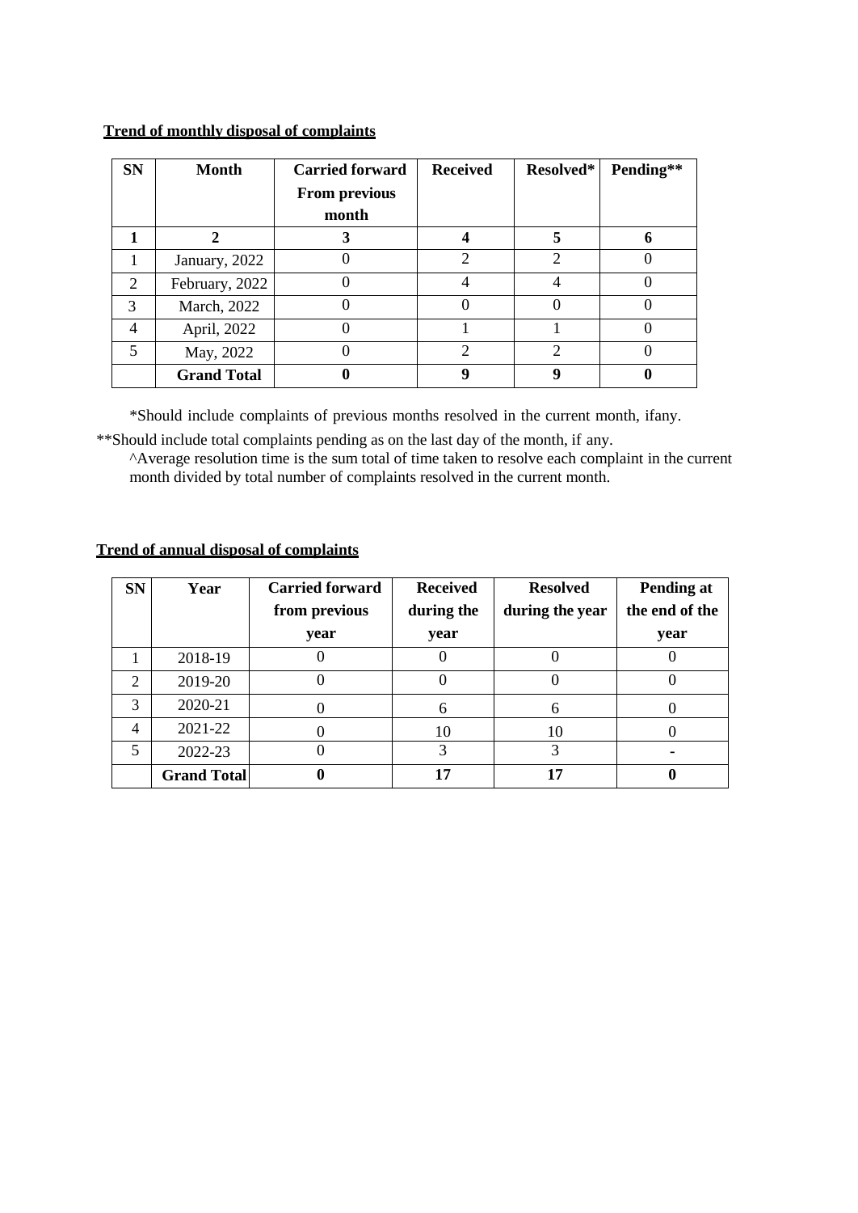**Trend of monthly disposal of complaints**

| SN | Month | Carried forward From previous month | Received | Resolved* | Pending** |
|---|---|---|---|---|---|
| **1** | **2** | **3** | **4** | **5** | **6** |
| 1 | January, 2022 | 0 | 2 | 2 | 0 |
| 2 | February, 2022 | 0 | 4 | 4 | 0 |
| 3 | March, 2022 | 0 | 0 | 0 | 0 |
| 4 | April, 2022 | 0 | 1 | 1 | 0 |
| 5 | May, 2022 | 0 | 2 | 2 | 0 |
| | **Grand Total** | **0** | **9** | **9** | **0** |

*Should include complaints of previous months resolved in the current month, ifany.

**Should include total complaints pending as on the last day of the month, if any.

^Average resolution time is the sum total of time taken to resolve each complaint in the current month divided by total number of complaints resolved in the current month.

**Trend of annual disposal of complaints**

| SN | Year | Carried forward from previous year | Received during the year | Resolved during the year | Pending at the end of the year |
|---|---|---|---|---|---|
| 1 | 2018-19 | 0 | 0 | 0 | 0 |
| 2 | 2019-20 | 0 | 0 | 0 | 0 |
| 3 | 2020-21 | 0 | 6 | 6 | 0 |
| 4 | 2021-22 | 0 | 10 | 10 | 0 |
| 5 | 2022-23 | 0 | 3 | 3 | - |
| | **Grand Total** | **0** | **17** | **17** | **0** |